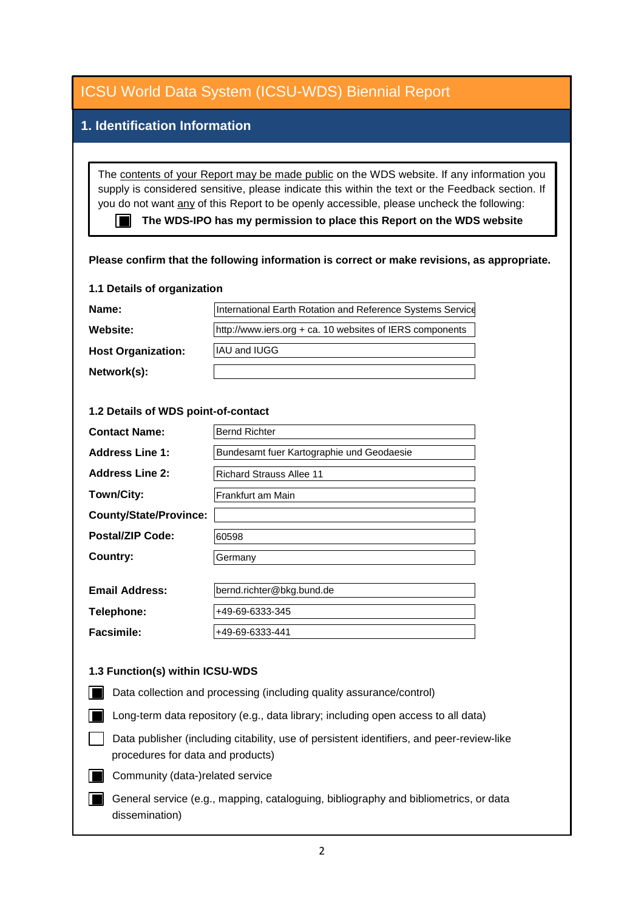# ICSU World Data System (ICSU-WDS) Biennial Report

## 1. Identification Information

The contents of your Report may be made public on the WDS website. If any information you supply is considered sensitive, please indicate this within the text or the Feedback section. If you do not want any of this Report to be openly accessible, please uncheck the following:

- [x] **The WDS-IPO has my permission to place this Report on the WDS website**

**Please confirm that the following information is correct or make revisions, as appropriate.**

### 1.1 Details of organization

| | |
|---|---|
| **Name:** | International Earth Rotation and Reference Systems Service |
| **Website:** | http://www.iers.org + ca. 10 websites of IERS components |
| **Host Organization:** | IAU and IUGG |
| **Network(s):** | |

### 1.2 Details of WDS point-of-contact

| | |
|---|---|
| **Contact Name:** | Bernd Richter |
| **Address Line 1:** | Bundesamt fuer Kartographie und Geodaesie |
| **Address Line 2:** | Richard Strauss Allee 11 |
| **Town/City:** | Frankfurt am Main |
| **County/State/Province:** | |
| **Postal/ZIP Code:** | 60598 |
| **Country:** | Germany |
| **Email Address:** | bernd.richter@bkg.bund.de |
| **Telephone:** | +49-69-6333-345 |
| **Facsimile:** | +49-69-6333-441 |

### 1.3 Function(s) within ICSU-WDS

- [x] Data collection and processing (including quality assurance/control)
- [x] Long-term data repository (e.g., data library; including open access to all data)
- [ ] Data publisher (including citability, use of persistent identifiers, and peer-review-like procedures for data and products)
- [x] Community (data-)related service
- [x] General service (e.g., mapping, cataloguing, bibliography and bibliometrics, or data dissemination)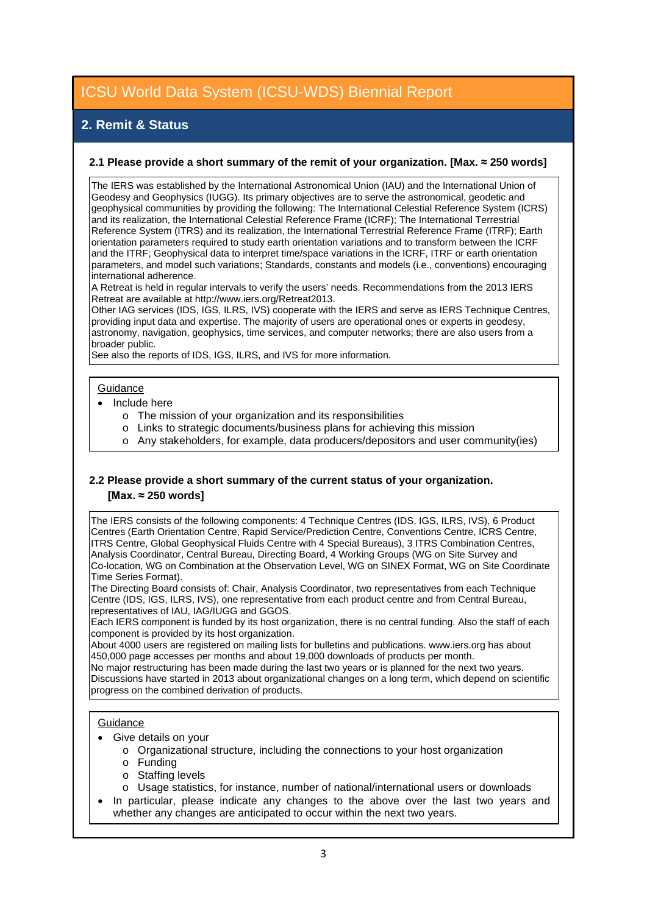# ICSU World Data System (ICSU-WDS) Biennial Report

## 2. Remit & Status

**2.1 Please provide a short summary of the remit of your organization. [Max. ≈ 250 words]**

The IERS was established by the International Astronomical Union (IAU) and the International Union of Geodesy and Geophysics (IUGG). Its primary objectives are to serve the astronomical, geodetic and geophysical communities by providing the following: The International Celestial Reference System (ICRS) and its realization, the International Celestial Reference Frame (ICRF); The International Terrestrial Reference System (ITRS) and its realization, the International Terrestrial Reference Frame (ITRF); Earth orientation parameters required to study earth orientation variations and to transform between the ICRF and the ITRF; Geophysical data to interpret time/space variations in the ICRF, ITRF or earth orientation parameters, and model such variations; Standards, constants and models (i.e., conventions) encouraging international adherence.
A Retreat is held in regular intervals to verify the users' needs. Recommendations from the 2013 IERS Retreat are available at http://www.iers.org/Retreat2013.
Other IAG services (IDS, IGS, ILRS, IVS) cooperate with the IERS and serve as IERS Technique Centres, providing input data and expertise. The majority of users are operational ones or experts in geodesy, astronomy, navigation, geophysics, time services, and computer networks; there are also users from a broader public.
See also the reports of IDS, IGS, ILRS, and IVS for more information.

Guidance

- Include here
  - The mission of your organization and its responsibilities
  - Links to strategic documents/business plans for achieving this mission
  - Any stakeholders, for example, data producers/depositors and user community(ies)

**2.2 Please provide a short summary of the current status of your organization. [Max. ≈ 250 words]**

The IERS consists of the following components: 4 Technique Centres (IDS, IGS, ILRS, IVS), 6 Product Centres (Earth Orientation Centre, Rapid Service/Prediction Centre, Conventions Centre, ICRS Centre, ITRS Centre, Global Geophysical Fluids Centre with 4 Special Bureaus), 3 ITRS Combination Centres, Analysis Coordinator, Central Bureau, Directing Board, 4 Working Groups (WG on Site Survey and Co-location, WG on Combination at the Observation Level, WG on SINEX Format, WG on Site Coordinate Time Series Format).
The Directing Board consists of: Chair, Analysis Coordinator, two representatives from each Technique Centre (IDS, IGS, ILRS, IVS), one representative from each product centre and from Central Bureau, representatives of IAU, IAG/IUGG and GGOS.
Each IERS component is funded by its host organization, there is no central funding. Also the staff of each component is provided by its host organization.
About 4000 users are registered on mailing lists for bulletins and publications. www.iers.org has about 450,000 page accesses per months and about 19,000 downloads of products per month.
No major restructuring has been made during the last two years or is planned for the next two years. Discussions have started in 2013 about organizational changes on a long term, which depend on scientific progress on the combined derivation of products.

Guidance

- Give details on your
  - Organizational structure, including the connections to your host organization
  - Funding
  - Staffing levels
  - Usage statistics, for instance, number of national/international users or downloads
- In particular, please indicate any changes to the above over the last two years and whether any changes are anticipated to occur within the next two years.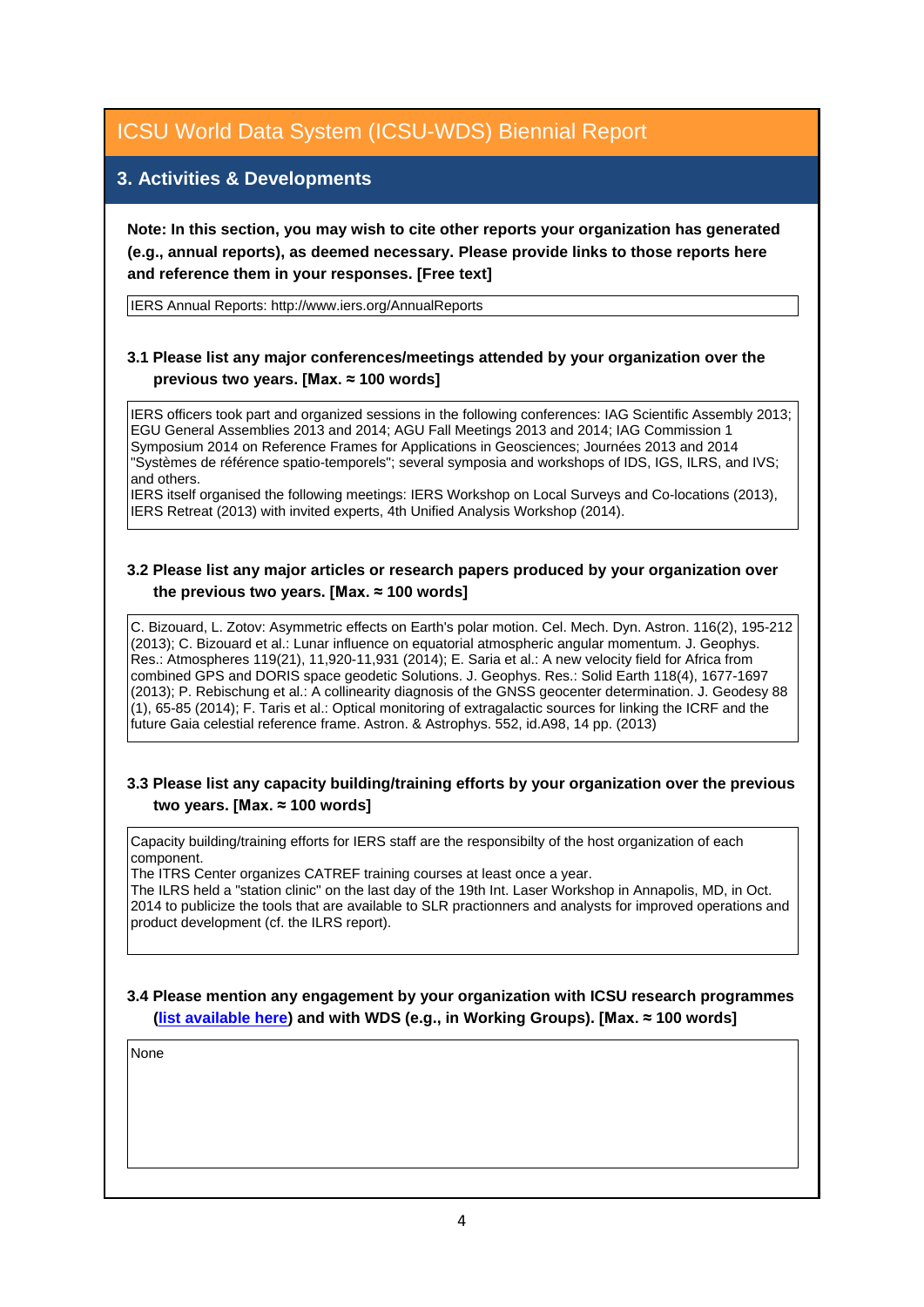# ICSU World Data System (ICSU-WDS) Biennial Report

## 3. Activities & Developments

**Note: In this section, you may wish to cite other reports your organization has generated (e.g., annual reports), as deemed necessary. Please provide links to those reports here and reference them in your responses. [Free text]**

IERS Annual Reports: http://www.iers.org/AnnualReports

### 3.1 Please list any major conferences/meetings attended by your organization over the previous two years. [Max. ≈ 100 words]

IERS officers took part and organized sessions in the following conferences: IAG Scientific Assembly 2013; EGU General Assemblies 2013 and 2014; AGU Fall Meetings 2013 and 2014; IAG Commission 1 Symposium 2014 on Reference Frames for Applications in Geosciences; Journées 2013 and 2014 "Systèmes de référence spatio-temporels"; several symposia and workshops of IDS, IGS, ILRS, and IVS; and others.

IERS itself organised the following meetings: IERS Workshop on Local Surveys and Co-locations (2013), IERS Retreat (2013) with invited experts, 4th Unified Analysis Workshop (2014).

### 3.2 Please list any major articles or research papers produced by your organization over the previous two years. [Max. ≈ 100 words]

C. Bizouard, L. Zotov: Asymmetric effects on Earth's polar motion. Cel. Mech. Dyn. Astron. 116(2), 195-212 (2013); C. Bizouard et al.: Lunar influence on equatorial atmospheric angular momentum. J. Geophys. Res.: Atmospheres 119(21), 11,920-11,931 (2014); E. Saria et al.: A new velocity field for Africa from combined GPS and DORIS space geodetic Solutions. J. Geophys. Res.: Solid Earth 118(4), 1677-1697 (2013); P. Rebischung et al.: A collinearity diagnosis of the GNSS geocenter determination. J. Geodesy 88 (1), 65-85 (2014); F. Taris et al.: Optical monitoring of extragalactic sources for linking the ICRF and the future Gaia celestial reference frame. Astron. & Astrophys. 552, id.A98, 14 pp. (2013)

### 3.3 Please list any capacity building/training efforts by your organization over the previous two years. [Max. ≈ 100 words]

Capacity building/training efforts for IERS staff are the responsibilty of the host organization of each component.

The ITRS Center organizes CATREF training courses at least once a year.

The ILRS held a "station clinic" on the last day of the 19th Int. Laser Workshop in Annapolis, MD, in Oct. 2014 to publicize the tools that are available to SLR practionners and analysts for improved operations and product development (cf. the ILRS report).

### 3.4 Please mention any engagement by your organization with ICSU research programmes (list available here) and with WDS (e.g., in Working Groups). [Max. ≈ 100 words]

None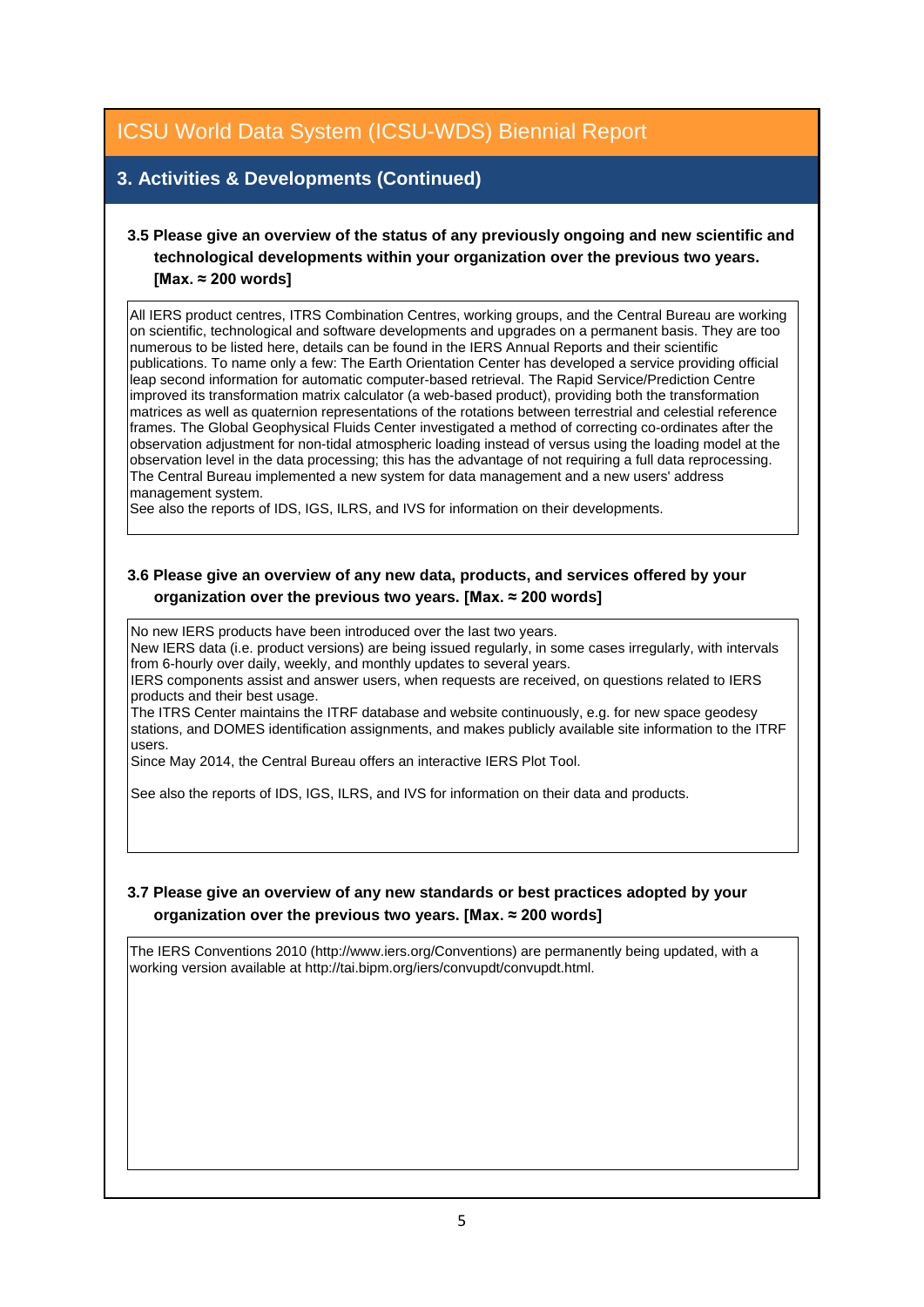# ICSU World Data System (ICSU-WDS) Biennial Report

## 3. Activities & Developments (Continued)

**3.5 Please give an overview of the status of any previously ongoing and new scientific and technological developments within your organization over the previous two years. [Max. ≈ 200 words]**

All IERS product centres, ITRS Combination Centres, working groups, and the Central Bureau are working on scientific, technological and software developments and upgrades on a permanent basis. They are too numerous to be listed here, details can be found in the IERS Annual Reports and their scientific publications. To name only a few: The Earth Orientation Center has developed a service providing official leap second information for automatic computer-based retrieval. The Rapid Service/Prediction Centre improved its transformation matrix calculator (a web-based product), providing both the transformation matrices as well as quaternion representations of the rotations between terrestrial and celestial reference frames. The Global Geophysical Fluids Center investigated a method of correcting co-ordinates after the observation adjustment for non-tidal atmospheric loading instead of versus using the loading model at the observation level in the data processing; this has the advantage of not requiring a full data reprocessing. The Central Bureau implemented a new system for data management and a new users' address management system.
See also the reports of IDS, IGS, ILRS, and IVS for information on their developments.

**3.6 Please give an overview of any new data, products, and services offered by your organization over the previous two years. [Max. ≈ 200 words]**

No new IERS products have been introduced over the last two years.
New IERS data (i.e. product versions) are being issued regularly, in some cases irregularly, with intervals from 6-hourly over daily, weekly, and monthly updates to several years.
IERS components assist and answer users, when requests are received, on questions related to IERS products and their best usage.
The ITRS Center maintains the ITRF database and website continuously, e.g. for new space geodesy stations, and DOMES identification assignments, and makes publicly available site information to the ITRF users.
Since May 2014, the Central Bureau offers an interactive IERS Plot Tool.

See also the reports of IDS, IGS, ILRS, and IVS for information on their data and products.

**3.7 Please give an overview of any new standards or best practices adopted by your organization over the previous two years. [Max. ≈ 200 words]**

The IERS Conventions 2010 (http://www.iers.org/Conventions) are permanently being updated, with a working version available at http://tai.bipm.org/iers/convupdt/convupdt.html.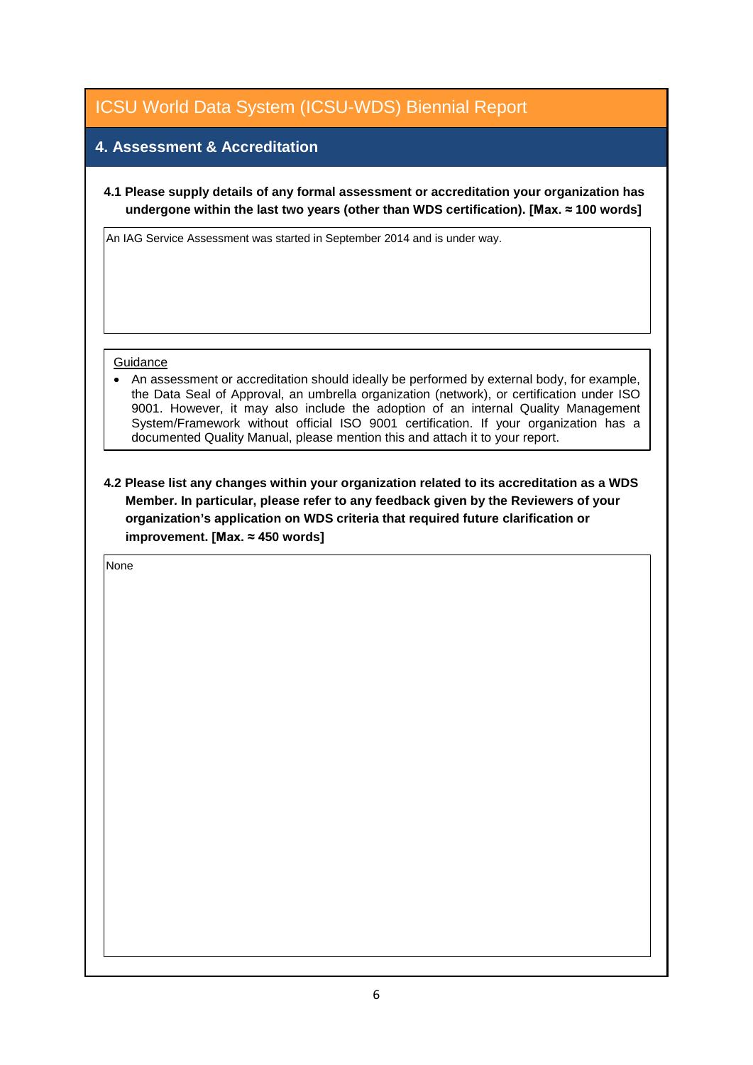# ICSU World Data System (ICSU-WDS) Biennial Report

## 4. Assessment & Accreditation

**4.1 Please supply details of any formal assessment or accreditation your organization has undergone within the last two years (other than WDS certification). [Max. ≈ 100 words]**

An IAG Service Assessment was started in September 2014 and is under way.

Guidance

- An assessment or accreditation should ideally be performed by external body, for example, the Data Seal of Approval, an umbrella organization (network), or certification under ISO 9001. However, it may also include the adoption of an internal Quality Management System/Framework without official ISO 9001 certification. If your organization has a documented Quality Manual, please mention this and attach it to your report.

**4.2 Please list any changes within your organization related to its accreditation as a WDS Member. In particular, please refer to any feedback given by the Reviewers of your organization's application on WDS criteria that required future clarification or improvement. [Max. ≈ 450 words]**

None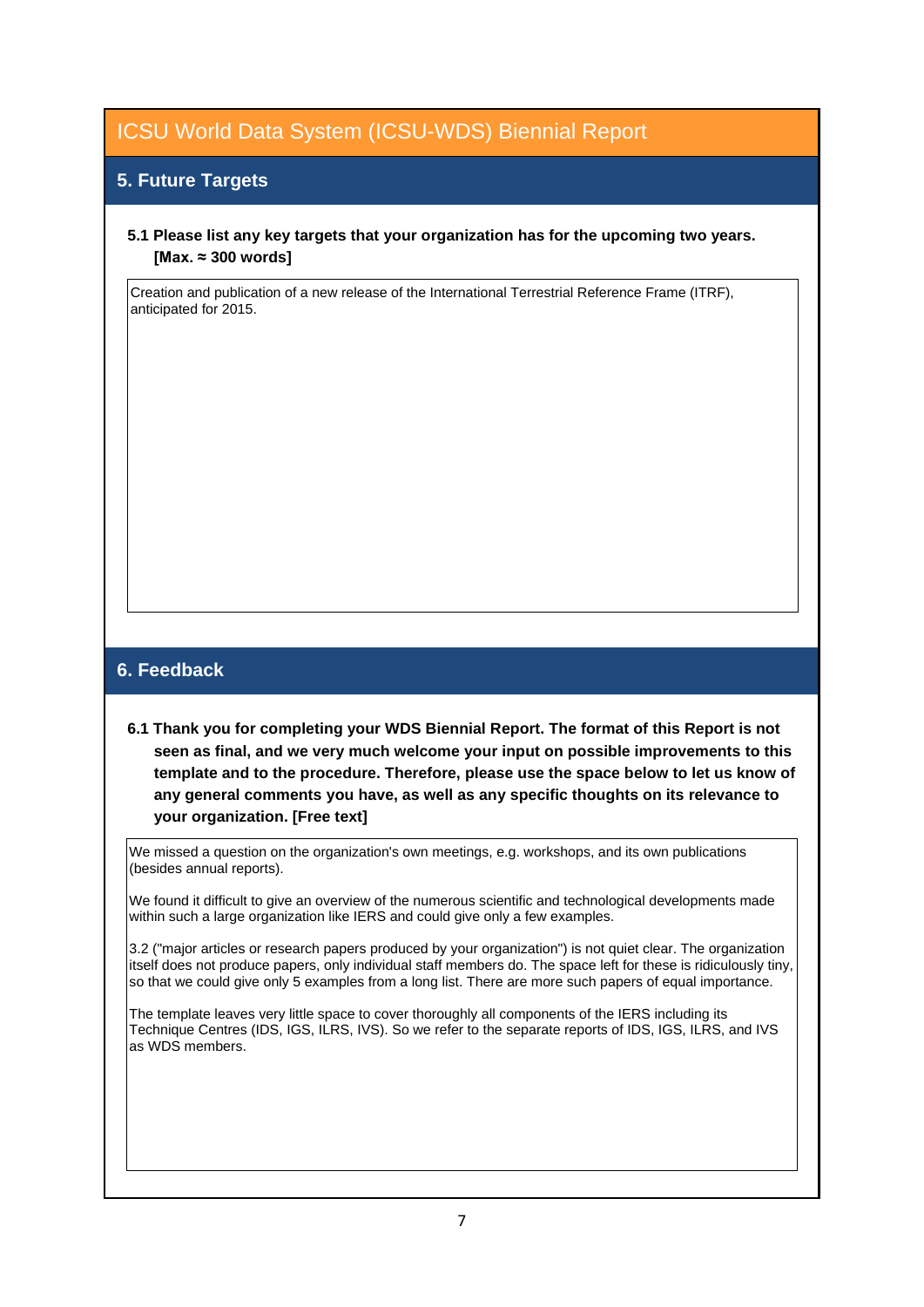# ICSU World Data System (ICSU-WDS) Biennial Report

## 5. Future Targets

**5.1 Please list any key targets that your organization has for the upcoming two years. [Max. ≈ 300 words]**

Creation and publication of a new release of the International Terrestrial Reference Frame (ITRF), anticipated for 2015.

## 6. Feedback

**6.1 Thank you for completing your WDS Biennial Report. The format of this Report is not seen as final, and we very much welcome your input on possible improvements to this template and to the procedure. Therefore, please use the space below to let us know of any general comments you have, as well as any specific thoughts on its relevance to your organization. [Free text]**

We missed a question on the organization's own meetings, e.g. workshops, and its own publications (besides annual reports).

We found it difficult to give an overview of the numerous scientific and technological developments made within such a large organization like IERS and could give only a few examples.

3.2 ("major articles or research papers produced by your organization") is not quiet clear. The organization itself does not produce papers, only individual staff members do. The space left for these is ridiculously tiny, so that we could give only 5 examples from a long list. There are more such papers of equal importance.

The template leaves very little space to cover thoroughly all components of the IERS including its Technique Centres (IDS, IGS, ILRS, IVS). So we refer to the separate reports of IDS, IGS, ILRS, and IVS as WDS members.